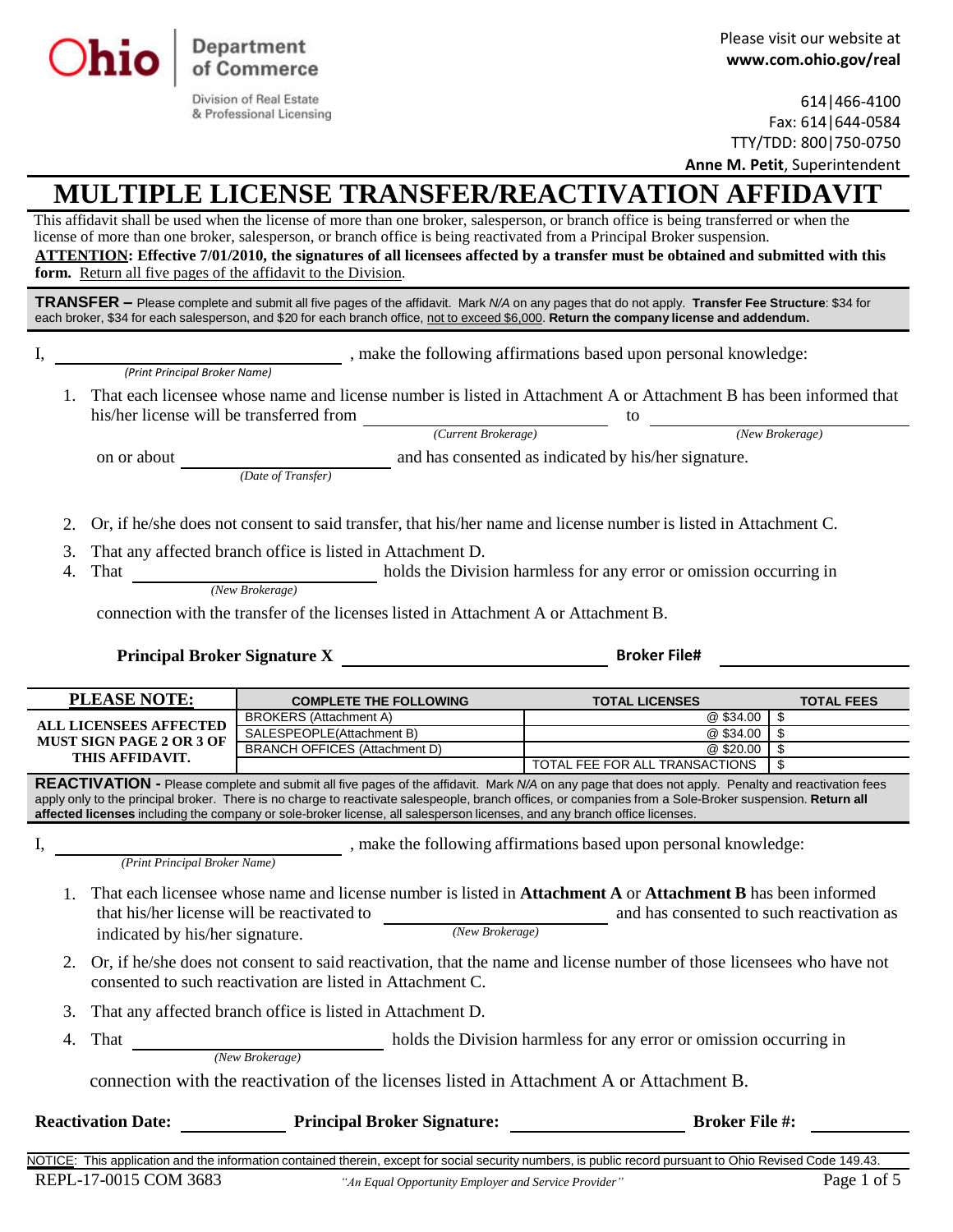Ohio Department of Commerce
Division of Real Estate & Professional Licensing

Please visit our website at **www.com.ohio.gov/real**

614|466-4100
Fax: 614|644-0584
TTY/TDD: 800|750-0750
**Anne M. Petit**, Superintendent

# MULTIPLE LICENSE TRANSFER/REACTIVATION AFFIDAVIT

This affidavit shall be used when the license of more than one broker, salesperson, or branch office is being transferred or when the license of more than one broker, salesperson, or branch office is being reactivated from a Principal Broker suspension.
**ATTENTION: Effective 7/01/2010, the signatures of all licensees affected by a transfer must be obtained and submitted with this form.** Return all five pages of the affidavit to the Division.

**TRANSFER –** Please complete and submit all five pages of the affidavit. Mark *N/A* on any pages that do not apply. **Transfer Fee Structure**: $34 for each broker, $34 for each salesperson, and $20 for each branch office, not to exceed $6,000. **Return the company license and addendum.**

I, ______________________________ *(Print Principal Broker Name)*, make the following affirmations based upon personal knowledge:

1. That each licensee whose name and license number is listed in Attachment A or Attachment B has been informed that his/her license will be transferred from ______________________ *(Current Brokerage)* to ______________________ *(New Brokerage)* on or about ______________________ *(Date of Transfer)* and has consented as indicated by his/her signature.
2. Or, if he/she does not consent to said transfer, that his/her name and license number is listed in Attachment C.
3. That any affected branch office is listed in Attachment D.
4. That ______________________ *(New Brokerage)* holds the Division harmless for any error or omission occurring in connection with the transfer of the licenses listed in Attachment A or Attachment B.

**Principal Broker Signature X** ______________________ **Broker File#** ______________________

| PLEASE NOTE: | COMPLETE THE FOLLOWING | TOTAL LICENSES | TOTAL FEES |
|---|---|---|---|
| **ALL LICENSEES AFFECTED MUST SIGN PAGE 2 OR 3 OF THIS AFFIDAVIT.** | BROKERS (Attachment A) | @ $34.00 | $ |
| | SALESPEOPLE(Attachment B) | @ $34.00 | $ |
| | BRANCH OFFICES (Attachment D) | @ $20.00 | $ |
| | | TOTAL FEE FOR ALL TRANSACTIONS | $ |

**REACTIVATION -** Please complete and submit all five pages of the affidavit. Mark *N/A* on any page that does not apply. Penalty and reactivation fees apply only to the principal broker. There is no charge to reactivate salespeople, branch offices, or companies from a Sole-Broker suspension. **Return all affected licenses** including the company or sole-broker license, all salesperson licenses, and any branch office licenses.

I, ______________________________ *(Print Principal Broker Name)*, make the following affirmations based upon personal knowledge:

1. That each licensee whose name and license number is listed in **Attachment A** or **Attachment B** has been informed that his/her license will be reactivated to ______________________ *(New Brokerage)* and has consented to such reactivation as indicated by his/her signature.
2. Or, if he/she does not consent to said reactivation, that the name and license number of those licensees who have not consented to such reactivation are listed in Attachment C.
3. That any affected branch office is listed in Attachment D.
4. That ______________________ *(New Brokerage)* holds the Division harmless for any error or omission occurring in connection with the reactivation of the licenses listed in Attachment A or Attachment B.

**Reactivation Date:** ____________ **Principal Broker Signature:** ______________________ **Broker File #:** ____________

NOTICE: This application and the information contained therein, except for social security numbers, is public record pursuant to Ohio Revised Code 149.43.

REPL-17-0015 COM 3683 *"An Equal Opportunity Employer and Service Provider"*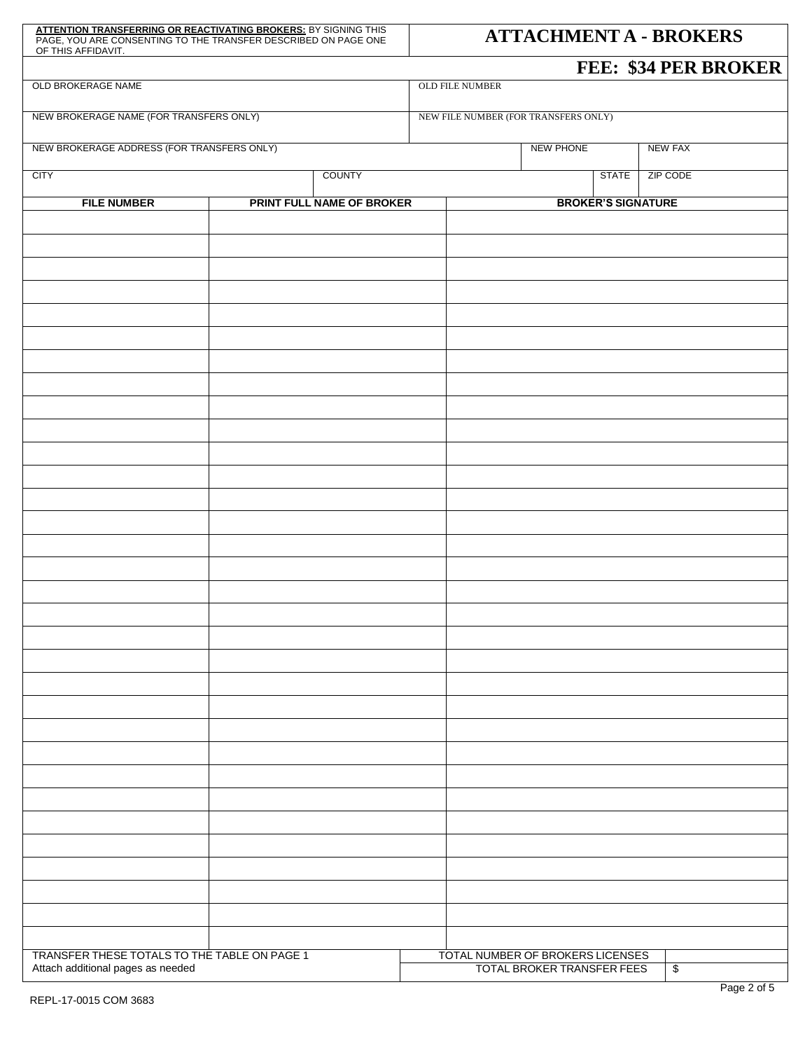**ATTENTION TRANSFERRING OR REACTIVATING BROKERS:** BY SIGNING THIS PAGE, YOU ARE CONSENTING TO THE TRANSFER DESCRIBED ON PAGE ONE OF THIS AFFIDAVIT.

# ATTACHMENT A - BROKERS

## FEE: $34 PER BROKER

| OLD BROKERAGE NAME | | OLD FILE NUMBER | | | |
|---|---|---|---|---|---|
| NEW BROKERAGE NAME (FOR TRANSFERS ONLY) | | NEW FILE NUMBER (FOR TRANSFERS ONLY) | | | |
| NEW BROKERAGE ADDRESS (FOR TRANSFERS ONLY) | | | NEW PHONE | | NEW FAX |
| CITY | COUNTY | | | STATE | ZIP CODE |

| FILE NUMBER | PRINT FULL NAME OF BROKER | BROKER'S SIGNATURE |
|---|---|---|
| | | |
| | | |
| | | |
| | | |
| | | |
| | | |
| | | |
| | | |
| | | |
| | | |
| | | |
| | | |
| | | |
| | | |
| | | |
| | | |
| | | |
| | | |
| | | |
| | | |
| | | |
| | | |
| | | |
| | | |
| | | |
| | | |
| | | |
| | | |
| | | |
| | | |
| | | |
| | | |

| TRANSFER THESE TOTALS TO THE TABLE ON PAGE 1 | TOTAL NUMBER OF BROKERS LICENSES | |
|---|---|---|
| Attach additional pages as needed | TOTAL BROKER TRANSFER FEES | $ |

REPL-17-0015 COM 3683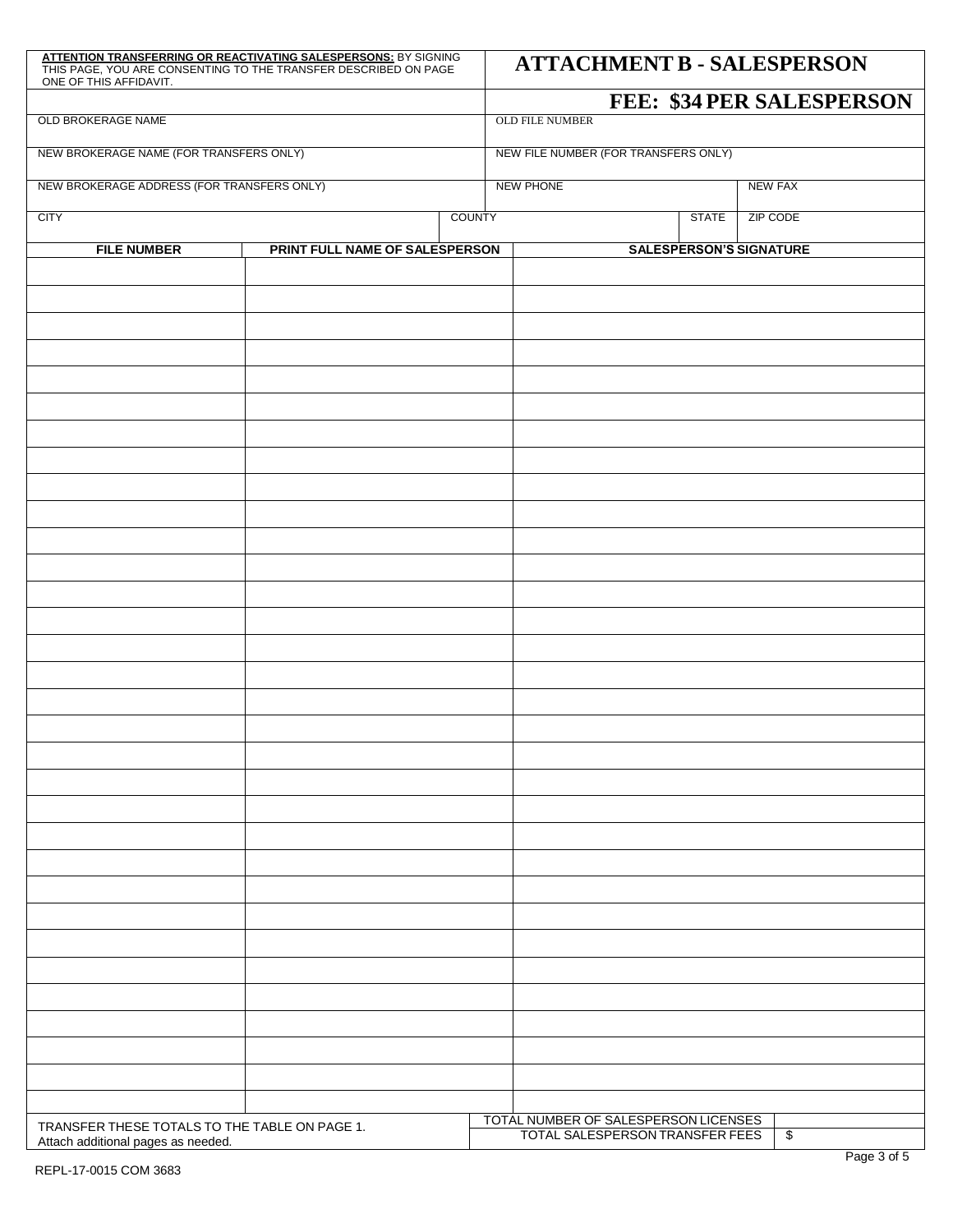**ATTENTION TRANSFERRING OR REACTIVATING SALESPERSONS:** BY SIGNING THIS PAGE, YOU ARE CONSENTING TO THE TRANSFER DESCRIBED ON PAGE ONE OF THIS AFFIDAVIT.

# ATTACHMENT B - SALESPERSON

## FEE: $34 PER SALESPERSON

| OLD BROKERAGE NAME | | OLD FILE NUMBER | | |
|---|---|---|---|---|
| NEW BROKERAGE NAME (FOR TRANSFERS ONLY) | | NEW FILE NUMBER (FOR TRANSFERS ONLY) | | |
| NEW BROKERAGE ADDRESS (FOR TRANSFERS ONLY) | | NEW PHONE | | NEW FAX |
| CITY | COUNTY | | STATE | ZIP CODE |

| FILE NUMBER | PRINT FULL NAME OF SALESPERSON | SALESPERSON'S SIGNATURE |
|---|---|---|
| | | |
| | | |
| | | |
| | | |
| | | |
| | | |
| | | |
| | | |
| | | |
| | | |
| | | |
| | | |
| | | |
| | | |
| | | |
| | | |
| | | |
| | | |
| | | |
| | | |
| | | |
| | | |
| | | |
| | | |
| | | |
| | | |
| | | |
| | | |
| | | |
| | | |
| | | |
| | | |
| | | |

| TRANSFER THESE TOTALS TO THE TABLE ON PAGE 1. Attach additional pages as needed. | TOTAL NUMBER OF SALESPERSON LICENSES | |
|---|---|---|
| | TOTAL SALESPERSON TRANSFER FEES | $ |

REPL-17-0015 COM 3683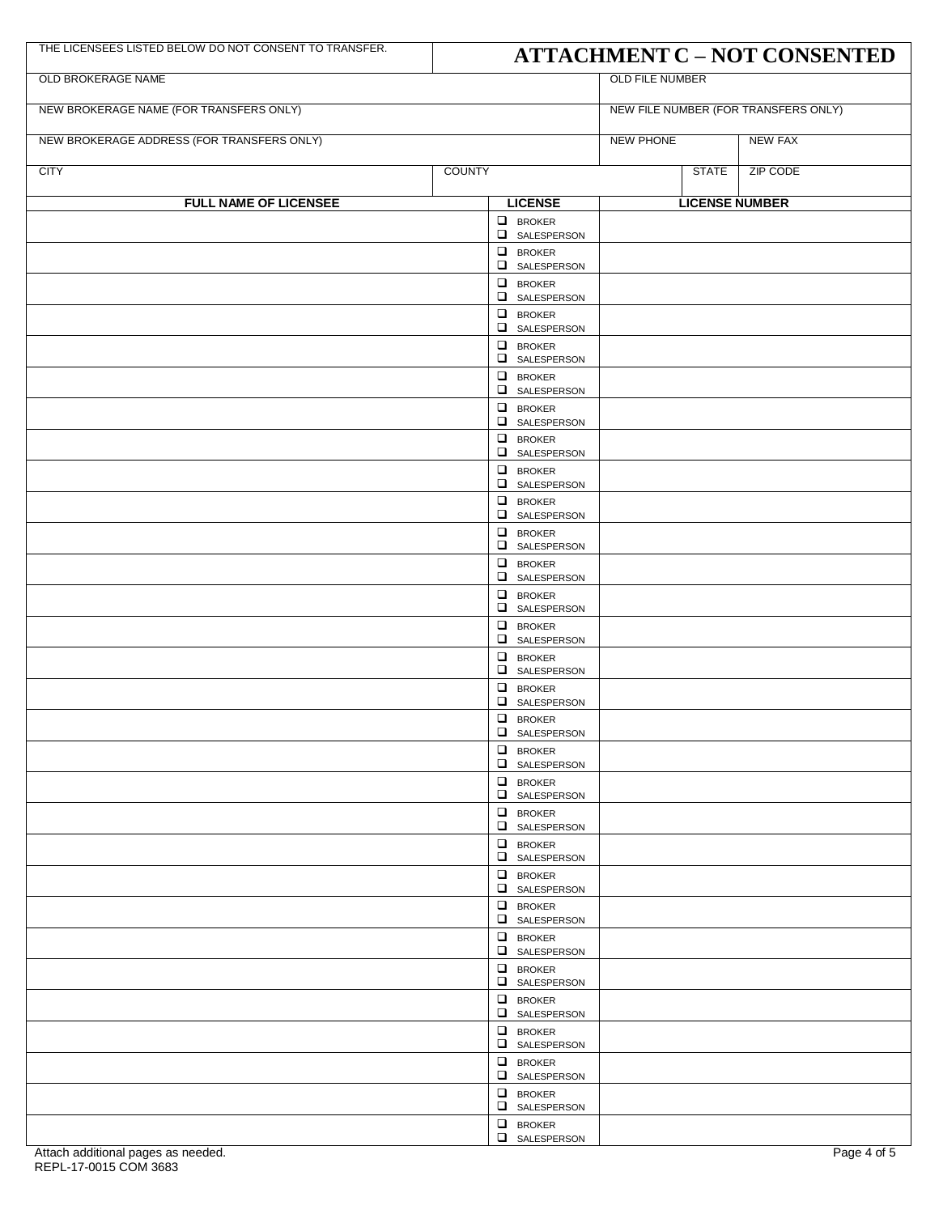# ATTACHMENT C – NOT CONSENTED

THE LICENSEES LISTED BELOW DO NOT CONSENT TO TRANSFER.

| OLD BROKERAGE NAME | | | OLD FILE NUMBER | |
|---|---|---|---|---|
| NEW BROKERAGE NAME (FOR TRANSFERS ONLY) | | | NEW FILE NUMBER (FOR TRANSFERS ONLY) | |
| NEW BROKERAGE ADDRESS (FOR TRANSFERS ONLY) | | | NEW PHONE | NEW FAX |
| CITY | COUNTY | | STATE | ZIP CODE |

| FULL NAME OF LICENSEE | LICENSE | LICENSE NUMBER |
|---|---|---|
| | ❑ BROKER ❑ SALESPERSON | |
| | ❑ BROKER ❑ SALESPERSON | |
| | ❑ BROKER ❑ SALESPERSON | |
| | ❑ BROKER ❑ SALESPERSON | |
| | ❑ BROKER ❑ SALESPERSON | |
| | ❑ BROKER ❑ SALESPERSON | |
| | ❑ BROKER ❑ SALESPERSON | |
| | ❑ BROKER ❑ SALESPERSON | |
| | ❑ BROKER ❑ SALESPERSON | |
| | ❑ BROKER ❑ SALESPERSON | |
| | ❑ BROKER ❑ SALESPERSON | |
| | ❑ BROKER ❑ SALESPERSON | |
| | ❑ BROKER ❑ SALESPERSON | |
| | ❑ BROKER ❑ SALESPERSON | |
| | ❑ BROKER ❑ SALESPERSON | |
| | ❑ BROKER ❑ SALESPERSON | |
| | ❑ BROKER ❑ SALESPERSON | |
| | ❑ BROKER ❑ SALESPERSON | |
| | ❑ BROKER ❑ SALESPERSON | |
| | ❑ BROKER ❑ SALESPERSON | |
| | ❑ BROKER ❑ SALESPERSON | |
| | ❑ BROKER ❑ SALESPERSON | |
| | ❑ BROKER ❑ SALESPERSON | |
| | ❑ BROKER ❑ SALESPERSON | |
| | ❑ BROKER ❑ SALESPERSON | |
| | ❑ BROKER ❑ SALESPERSON | |
| | ❑ BROKER ❑ SALESPERSON | |
| | ❑ BROKER ❑ SALESPERSON | |
| | ❑ BROKER ❑ SALESPERSON | |
| | ❑ BROKER ❑ SALESPERSON | |

Attach additional pages as needed.

REPL-17-0015 COM 3683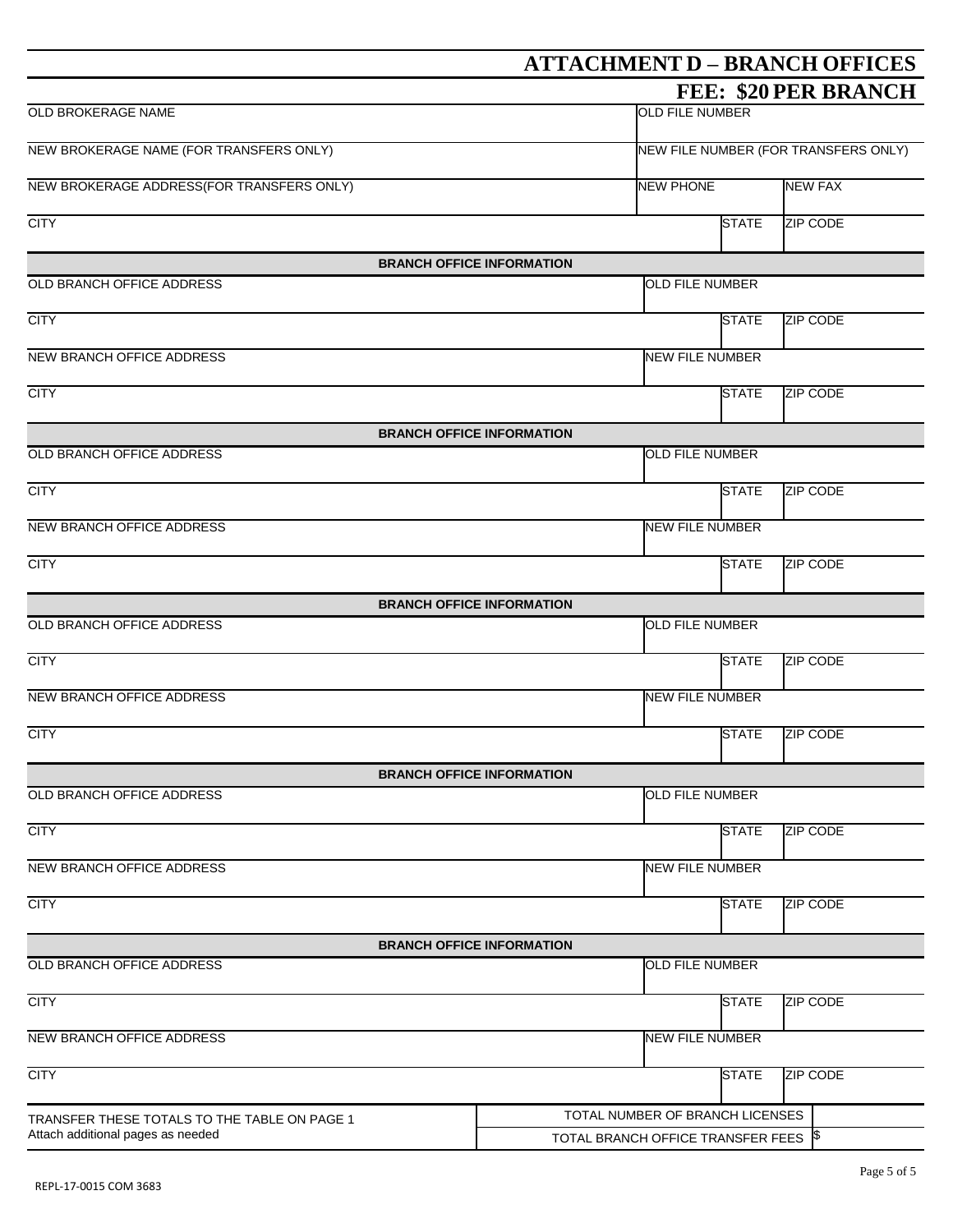# ATTACHMENT D – BRANCH OFFICES

## FEE: $20 PER BRANCH

| | | | |
|---|---|---|---|
| OLD BROKERAGE NAME | OLD FILE NUMBER | | |
| NEW BROKERAGE NAME (FOR TRANSFERS ONLY) | NEW FILE NUMBER (FOR TRANSFERS ONLY) | | |
| NEW BROKERAGE ADDRESS(FOR TRANSFERS ONLY) | NEW PHONE | | NEW FAX |
| CITY | | STATE | ZIP CODE |

**BRANCH OFFICE INFORMATION**

| | | | |
|---|---|---|---|
| OLD BRANCH OFFICE ADDRESS | OLD FILE NUMBER | | |
| CITY | | STATE | ZIP CODE |
| NEW BRANCH OFFICE ADDRESS | NEW FILE NUMBER | | |
| CITY | | STATE | ZIP CODE |

**BRANCH OFFICE INFORMATION**

| | | | |
|---|---|---|---|
| OLD BRANCH OFFICE ADDRESS | OLD FILE NUMBER | | |
| CITY | | STATE | ZIP CODE |
| NEW BRANCH OFFICE ADDRESS | NEW FILE NUMBER | | |
| CITY | | STATE | ZIP CODE |

**BRANCH OFFICE INFORMATION**

| | | | |
|---|---|---|---|
| OLD BRANCH OFFICE ADDRESS | OLD FILE NUMBER | | |
| CITY | | STATE | ZIP CODE |
| NEW BRANCH OFFICE ADDRESS | NEW FILE NUMBER | | |
| CITY | | STATE | ZIP CODE |

**BRANCH OFFICE INFORMATION**

| | | | |
|---|---|---|---|
| OLD BRANCH OFFICE ADDRESS | OLD FILE NUMBER | | |
| CITY | | STATE | ZIP CODE |
| NEW BRANCH OFFICE ADDRESS | NEW FILE NUMBER | | |
| CITY | | STATE | ZIP CODE |

**BRANCH OFFICE INFORMATION**

| | | | |
|---|---|---|---|
| OLD BRANCH OFFICE ADDRESS | OLD FILE NUMBER | | |
| CITY | | STATE | ZIP CODE |
| NEW BRANCH OFFICE ADDRESS | NEW FILE NUMBER | | |
| CITY | | STATE | ZIP CODE |

| | | |
|---|---|---|
| TRANSFER THESE TOTALS TO THE TABLE ON PAGE 1 | TOTAL NUMBER OF BRANCH LICENSES | |
| Attach additional pages as needed | TOTAL BRANCH OFFICE TRANSFER FEES | $ |

REPL-17-0015 COM 3683